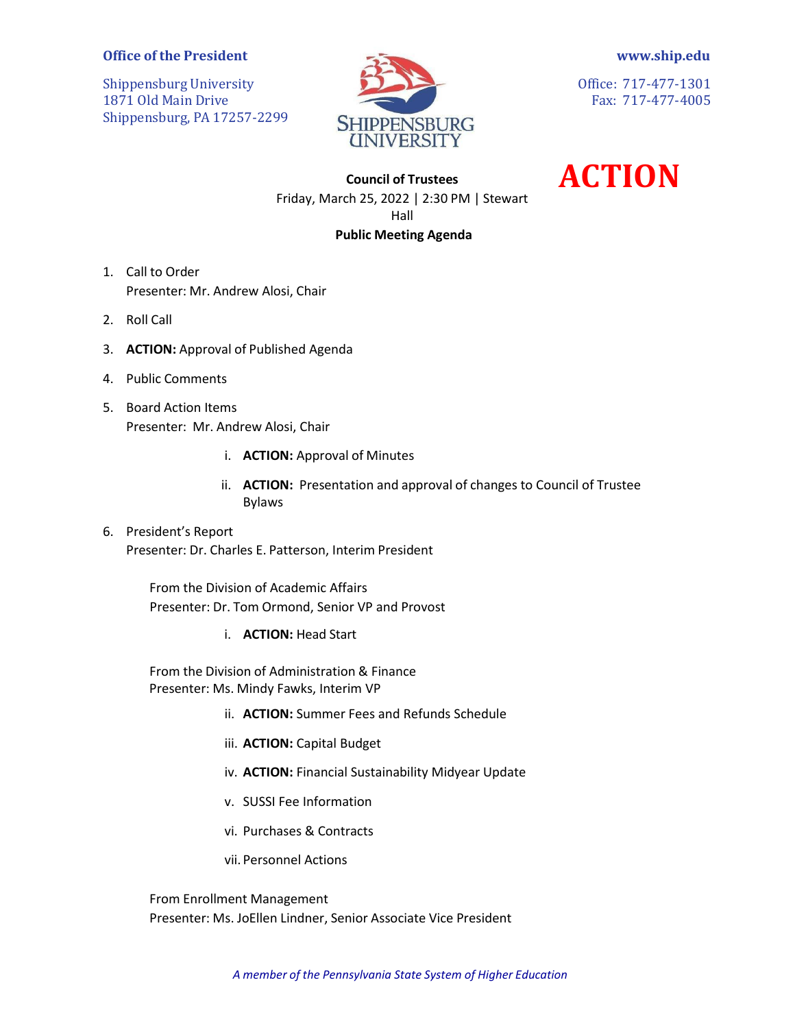**Office of the President**

Shippensburg University
1871 Old Main Drive
Shippensburg, PA 17257-2299

**www.ship.edu**

Office: 717-477-1301
Fax: 717-477-4005

# ACTION

**Council of Trustees**
Friday, March 25, 2022 | 2:30 PM | Stewart Hall
**Public Meeting Agenda**

1. Call to Order
   Presenter: Mr. Andrew Alosi, Chair

2. Roll Call

3. **ACTION:** Approval of Published Agenda

4. Public Comments

5. Board Action Items
   Presenter: Mr. Andrew Alosi, Chair

   i. **ACTION:** Approval of Minutes

   ii. **ACTION:** Presentation and approval of changes to Council of Trustee Bylaws

6. President's Report
   Presenter: Dr. Charles E. Patterson, Interim President

   From the Division of Academic Affairs
   Presenter: Dr. Tom Ormond, Senior VP and Provost

   i. **ACTION:** Head Start

   From the Division of Administration & Finance
   Presenter: Ms. Mindy Fawks, Interim VP

   ii. **ACTION:** Summer Fees and Refunds Schedule

   iii. **ACTION:** Capital Budget

   iv. **ACTION:** Financial Sustainability Midyear Update

   v. SUSSI Fee Information

   vi. Purchases & Contracts

   vii. Personnel Actions

   From Enrollment Management
   Presenter: Ms. JoEllen Lindner, Senior Associate Vice President

*A member of the Pennsylvania State System of Higher Education*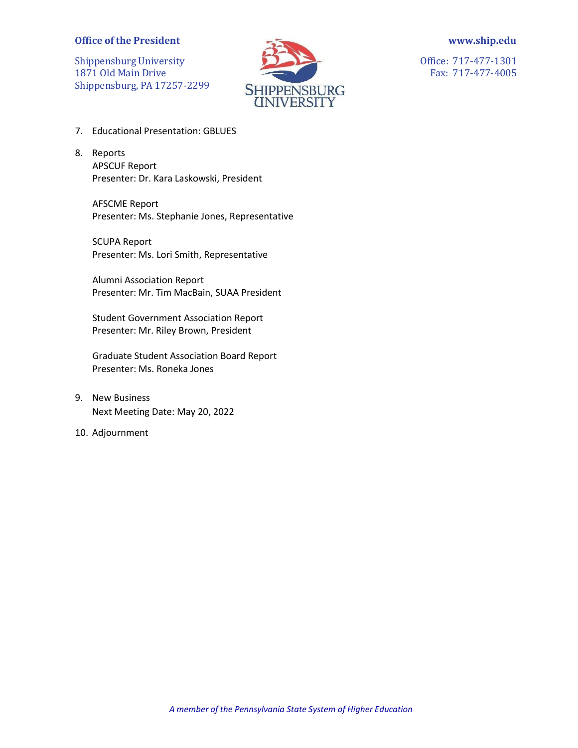7. Educational Presentation: GBLUES

8. Reports
   APSCUF Report
   Presenter: Dr. Kara Laskowski, President

   AFSCME Report
   Presenter: Ms. Stephanie Jones, Representative

   SCUPA Report
   Presenter: Ms. Lori Smith, Representative

   Alumni Association Report
   Presenter: Mr. Tim MacBain, SUAA President

   Student Government Association Report
   Presenter: Mr. Riley Brown, President

   Graduate Student Association Board Report
   Presenter: Ms. Roneka Jones

9. New Business
   Next Meeting Date: May 20, 2022

10. Adjournment